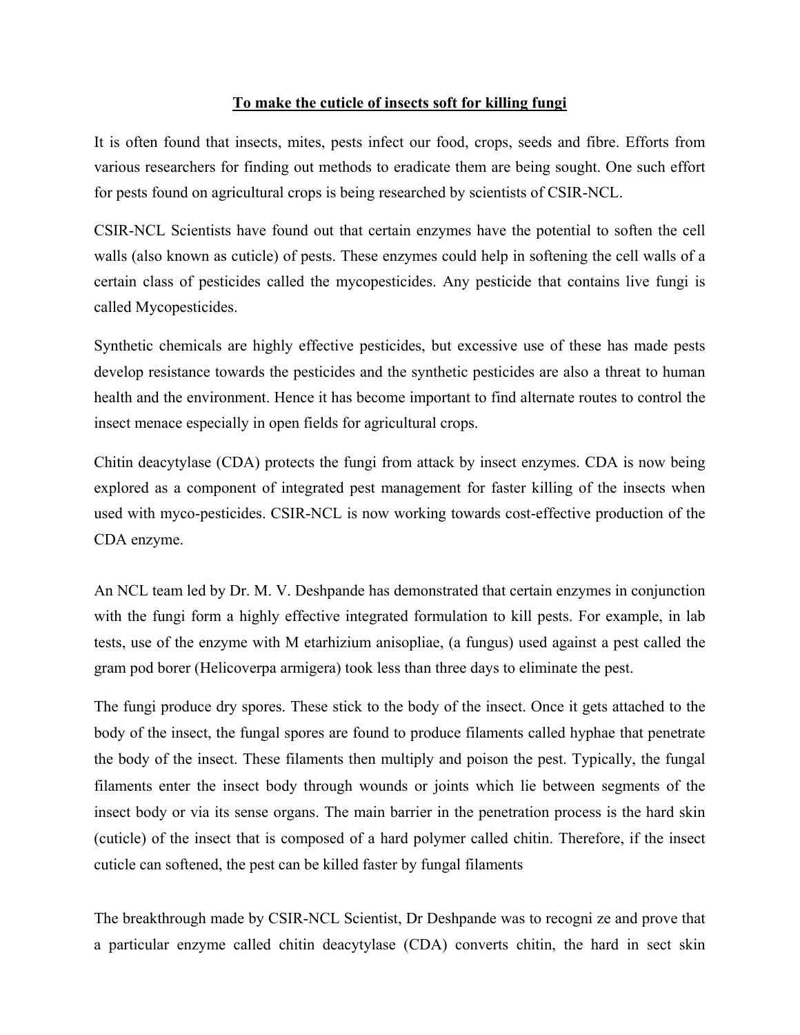**To make the cuticle of insects soft for killing fungi**

It is often found that insects, mites, pests infect our food, crops, seeds and fibre. Efforts from various researchers for finding out methods to eradicate them are being sought. One such effort for pests found on agricultural crops is being researched by scientists of CSIR-NCL.

CSIR-NCL Scientists have found out that certain enzymes have the potential to soften the cell walls (also known as cuticle) of pests. These enzymes could help in softening the cell walls of a certain class of pesticides called the mycopesticides. Any pesticide that contains live fungi is called Mycopesticides.

Synthetic chemicals are highly effective pesticides, but excessive use of these has made pests develop resistance towards the pesticides and the synthetic pesticides are also a threat to human health and the environment. Hence it has become important to find alternate routes to control the insect menace especially in open fields for agricultural crops.

Chitin deacytylase (CDA) protects the fungi from attack by insect enzymes. CDA is now being explored as a component of integrated pest management for faster killing of the insects when used with myco-pesticides. CSIR-NCL is now working towards cost-effective production of the CDA enzyme.

An NCL team led by Dr. M. V. Deshpande has demonstrated that certain enzymes in conjunction with the fungi form a highly effective integrated formulation to kill pests. For example, in lab tests, use of the enzyme with M etarhizium anisopliae, (a fungus) used against a pest called the gram pod borer (Helicoverpa armigera) took less than three days to eliminate the pest.

The fungi produce dry spores. These stick to the body of the insect. Once it gets attached to the body of the insect, the fungal spores are found to produce filaments called hyphae that penetrate the body of the insect. These filaments then multiply and poison the pest. Typically, the fungal filaments enter the insect body through wounds or joints which lie between segments of the insect body or via its sense organs. The main barrier in the penetration process is the hard skin (cuticle) of the insect that is composed of a hard polymer called chitin. Therefore, if the insect cuticle can softened, the pest can be killed faster by fungal filaments

The breakthrough made by CSIR-NCL Scientist, Dr Deshpande was to recogni ze and prove that a particular enzyme called chitin deacytylase (CDA) converts chitin, the hard in sect skin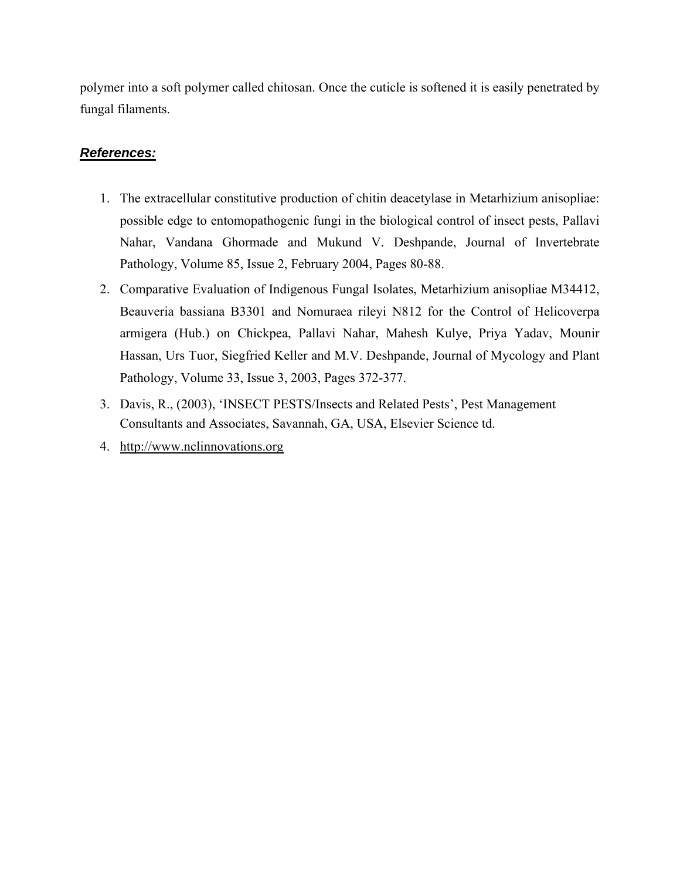polymer into a soft polymer called chitosan. Once the cuticle is softened it is easily penetrated by fungal filaments.

## ***References:***

1. The extracellular constitutive production of chitin deacetylase in Metarhizium anisopliae: possible edge to entomopathogenic fungi in the biological control of insect pests, Pallavi Nahar, Vandana Ghormade and Mukund V. Deshpande, Journal of Invertebrate Pathology, Volume 85, Issue 2, February 2004, Pages 80-88.
2. Comparative Evaluation of Indigenous Fungal Isolates, Metarhizium anisopliae M34412, Beauveria bassiana B3301 and Nomuraea rileyi N812 for the Control of Helicoverpa armigera (Hub.) on Chickpea, Pallavi Nahar, Mahesh Kulye, Priya Yadav, Mounir Hassan, Urs Tuor, Siegfried Keller and M.V. Deshpande, Journal of Mycology and Plant Pathology, Volume 33, Issue 3, 2003, Pages 372-377.
3. Davis, R., (2003), 'INSECT PESTS/Insects and Related Pests', Pest Management Consultants and Associates, Savannah, GA, USA, Elsevier Science td.
4. http://www.nclinnovations.org